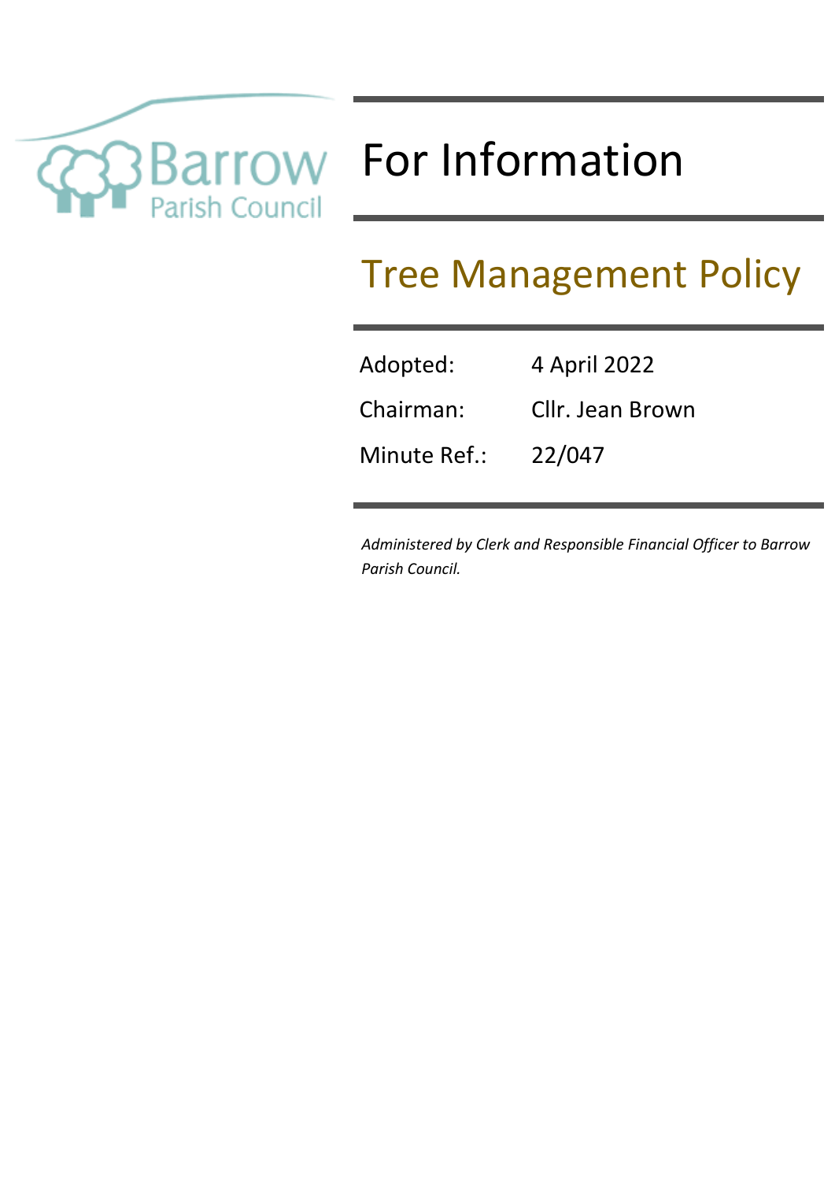Barrow Parish Council

# For Information

## Tree Management Policy

| | |
|---|---|
| Adopted: | 4 April 2022 |
| Chairman: | Cllr. Jean Brown |
| Minute Ref.: | 22/047 |

*Administered by Clerk and Responsible Financial Officer to Barrow Parish Council.*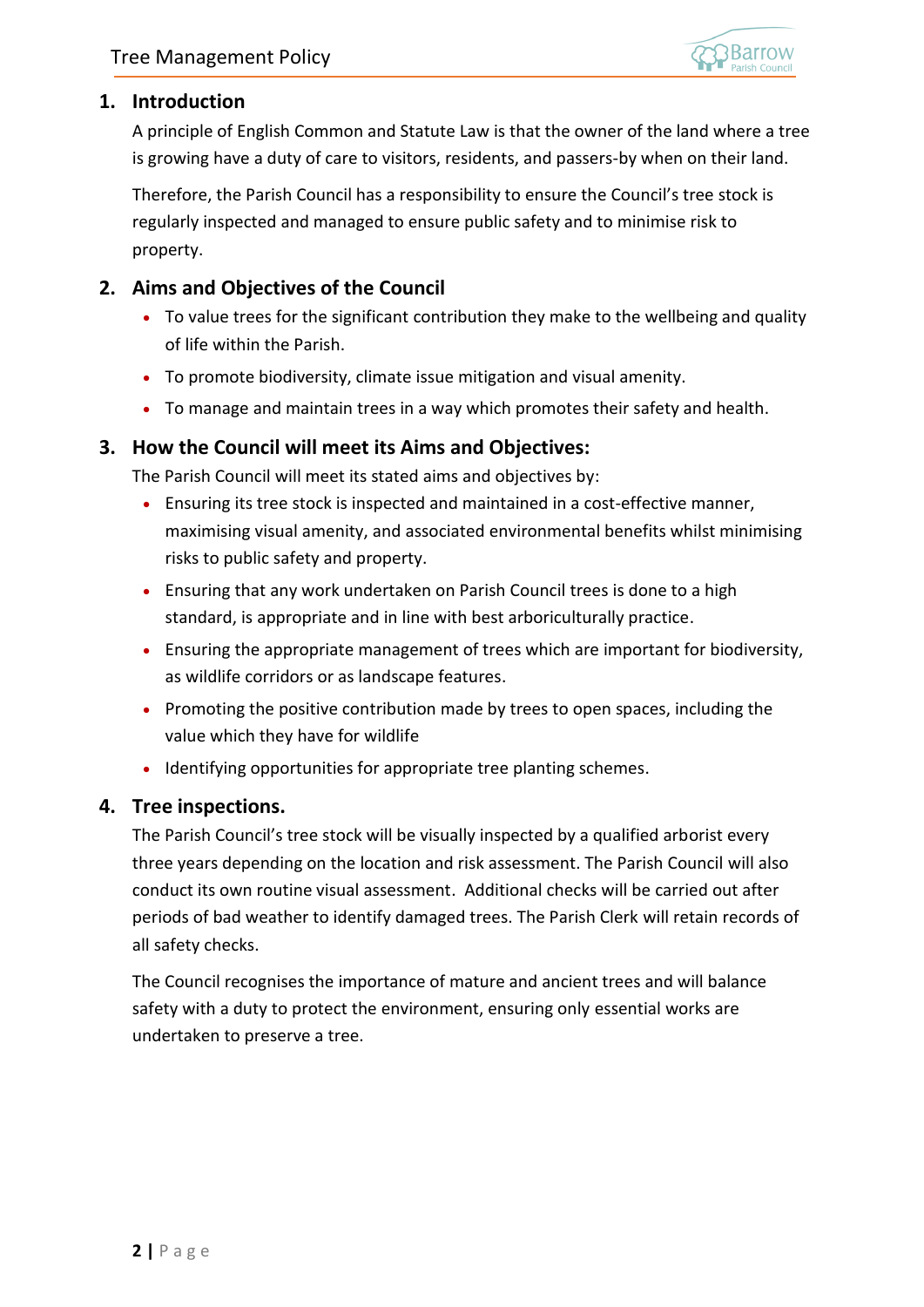## 1. Introduction

A principle of English Common and Statute Law is that the owner of the land where a tree is growing have a duty of care to visitors, residents, and passers-by when on their land.

Therefore, the Parish Council has a responsibility to ensure the Council's tree stock is regularly inspected and managed to ensure public safety and to minimise risk to property.

## 2. Aims and Objectives of the Council

- To value trees for the significant contribution they make to the wellbeing and quality of life within the Parish.
- To promote biodiversity, climate issue mitigation and visual amenity.
- To manage and maintain trees in a way which promotes their safety and health.

## 3. How the Council will meet its Aims and Objectives:

The Parish Council will meet its stated aims and objectives by:

- Ensuring its tree stock is inspected and maintained in a cost-effective manner, maximising visual amenity, and associated environmental benefits whilst minimising risks to public safety and property.
- Ensuring that any work undertaken on Parish Council trees is done to a high standard, is appropriate and in line with best arboriculturally practice.
- Ensuring the appropriate management of trees which are important for biodiversity, as wildlife corridors or as landscape features.
- Promoting the positive contribution made by trees to open spaces, including the value which they have for wildlife
- Identifying opportunities for appropriate tree planting schemes.

## 4. Tree inspections.

The Parish Council's tree stock will be visually inspected by a qualified arborist every three years depending on the location and risk assessment. The Parish Council will also conduct its own routine visual assessment. Additional checks will be carried out after periods of bad weather to identify damaged trees. The Parish Clerk will retain records of all safety checks.

The Council recognises the importance of mature and ancient trees and will balance safety with a duty to protect the environment, ensuring only essential works are undertaken to preserve a tree.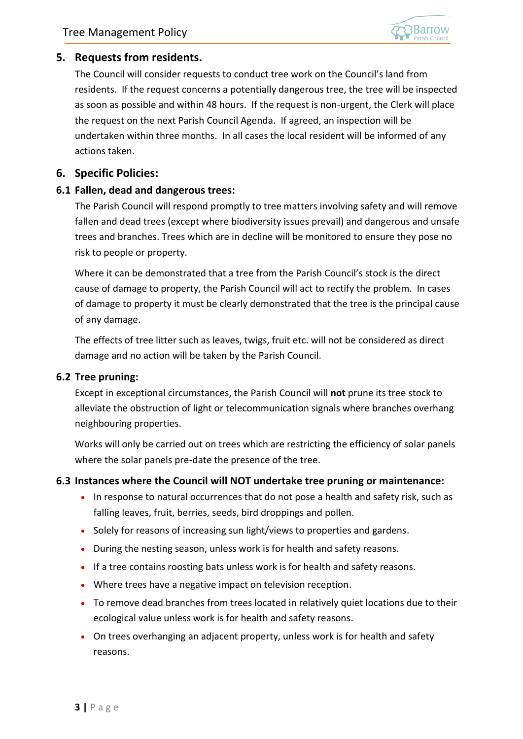## 5. Requests from residents.

The Council will consider requests to conduct tree work on the Council's land from residents. If the request concerns a potentially dangerous tree, the tree will be inspected as soon as possible and within 48 hours. If the request is non-urgent, the Clerk will place the request on the next Parish Council Agenda. If agreed, an inspection will be undertaken within three months. In all cases the local resident will be informed of any actions taken.

## 6. Specific Policies:

### 6.1 Fallen, dead and dangerous trees:

The Parish Council will respond promptly to tree matters involving safety and will remove fallen and dead trees (except where biodiversity issues prevail) and dangerous and unsafe trees and branches. Trees which are in decline will be monitored to ensure they pose no risk to people or property.

Where it can be demonstrated that a tree from the Parish Council's stock is the direct cause of damage to property, the Parish Council will act to rectify the problem. In cases of damage to property it must be clearly demonstrated that the tree is the principal cause of any damage.

The effects of tree litter such as leaves, twigs, fruit etc. will not be considered as direct damage and no action will be taken by the Parish Council.

### 6.2 Tree pruning:

Except in exceptional circumstances, the Parish Council will **not** prune its tree stock to alleviate the obstruction of light or telecommunication signals where branches overhang neighbouring properties.

Works will only be carried out on trees which are restricting the efficiency of solar panels where the solar panels pre-date the presence of the tree.

### 6.3 Instances where the Council will NOT undertake tree pruning or maintenance:

- In response to natural occurrences that do not pose a health and safety risk, such as falling leaves, fruit, berries, seeds, bird droppings and pollen.
- Solely for reasons of increasing sun light/views to properties and gardens.
- During the nesting season, unless work is for health and safety reasons.
- If a tree contains roosting bats unless work is for health and safety reasons.
- Where trees have a negative impact on television reception.
- To remove dead branches from trees located in relatively quiet locations due to their ecological value unless work is for health and safety reasons.
- On trees overhanging an adjacent property, unless work is for health and safety reasons.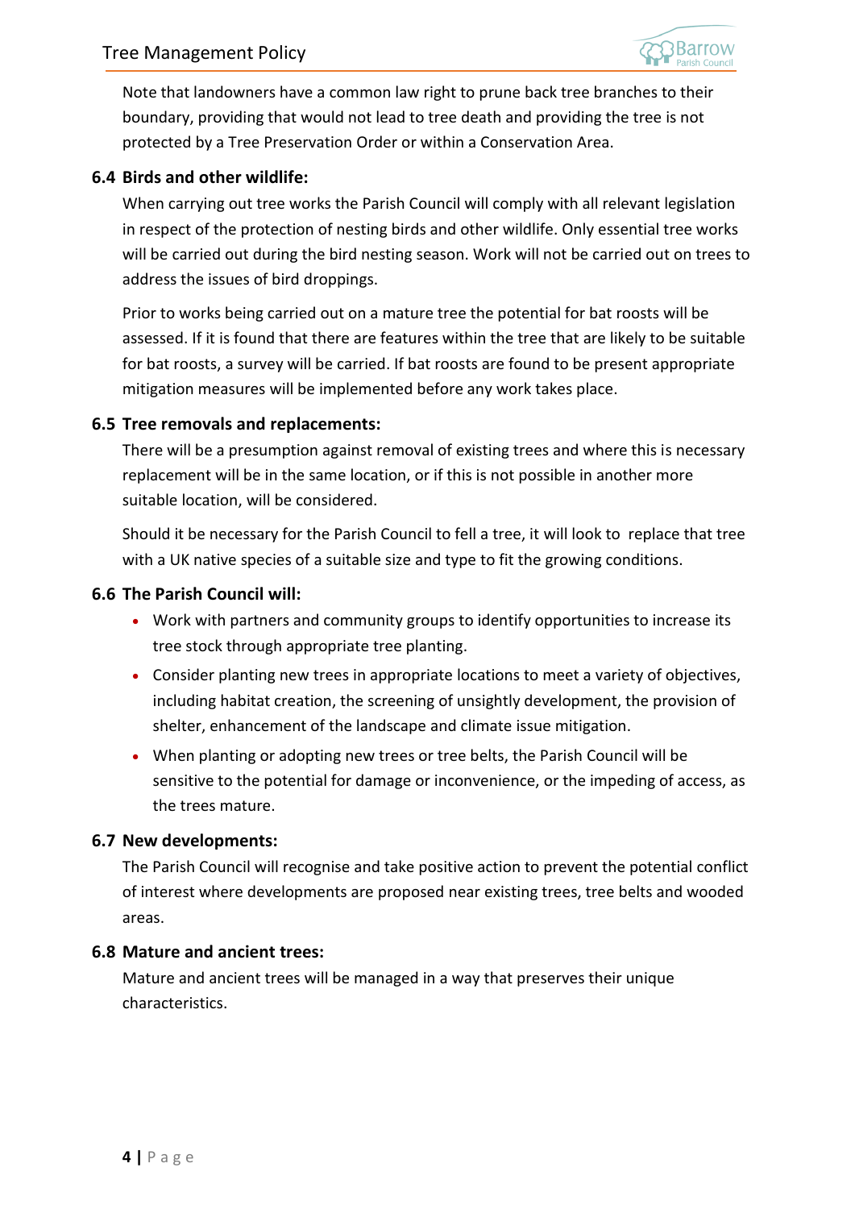Note that landowners have a common law right to prune back tree branches to their boundary, providing that would not lead to tree death and providing the tree is not protected by a Tree Preservation Order or within a Conservation Area.

### 6.4 Birds and other wildlife:

When carrying out tree works the Parish Council will comply with all relevant legislation in respect of the protection of nesting birds and other wildlife. Only essential tree works will be carried out during the bird nesting season. Work will not be carried out on trees to address the issues of bird droppings.

Prior to works being carried out on a mature tree the potential for bat roosts will be assessed. If it is found that there are features within the tree that are likely to be suitable for bat roosts, a survey will be carried. If bat roosts are found to be present appropriate mitigation measures will be implemented before any work takes place.

### 6.5 Tree removals and replacements:

There will be a presumption against removal of existing trees and where this is necessary replacement will be in the same location, or if this is not possible in another more suitable location, will be considered.

Should it be necessary for the Parish Council to fell a tree, it will look to replace that tree with a UK native species of a suitable size and type to fit the growing conditions.

### 6.6 The Parish Council will:

- Work with partners and community groups to identify opportunities to increase its tree stock through appropriate tree planting.
- Consider planting new trees in appropriate locations to meet a variety of objectives, including habitat creation, the screening of unsightly development, the provision of shelter, enhancement of the landscape and climate issue mitigation.
- When planting or adopting new trees or tree belts, the Parish Council will be sensitive to the potential for damage or inconvenience, or the impeding of access, as the trees mature.

### 6.7 New developments:

The Parish Council will recognise and take positive action to prevent the potential conflict of interest where developments are proposed near existing trees, tree belts and wooded areas.

### 6.8 Mature and ancient trees:

Mature and ancient trees will be managed in a way that preserves their unique characteristics.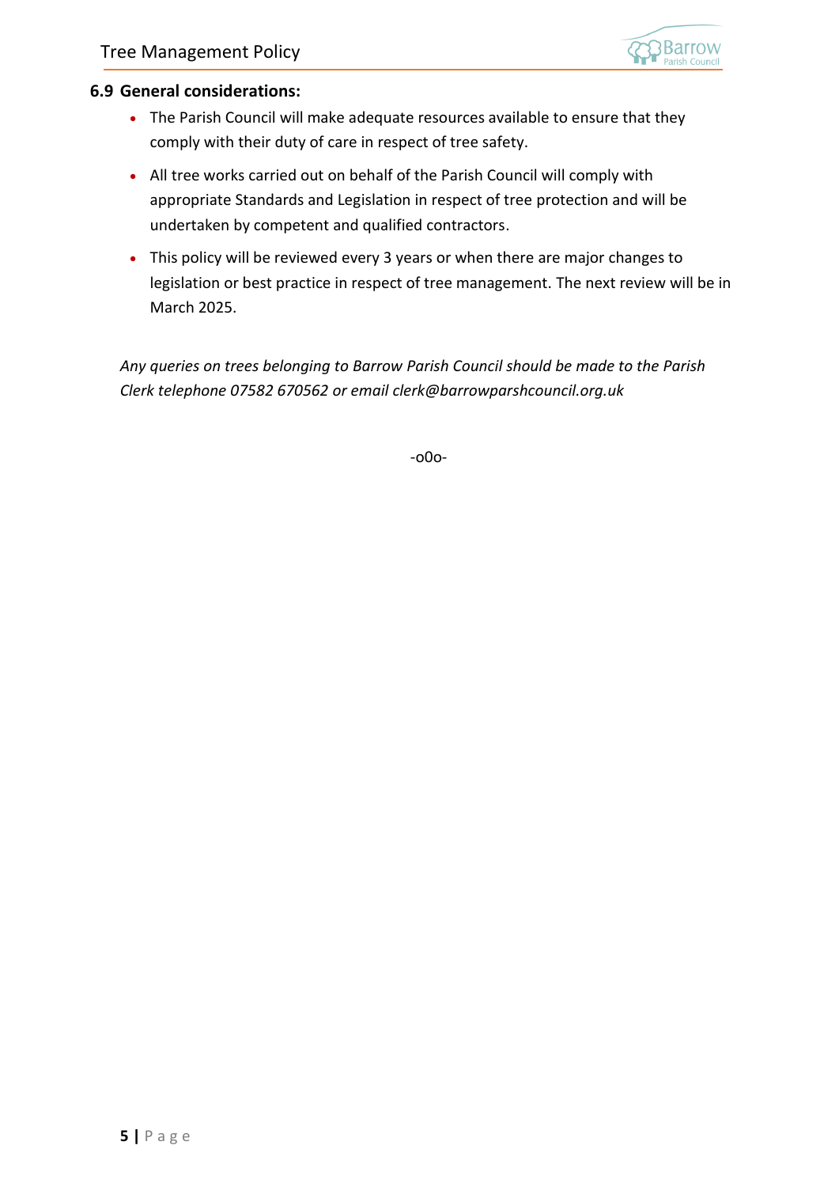### 6.9 General considerations:

- The Parish Council will make adequate resources available to ensure that they comply with their duty of care in respect of tree safety.
- All tree works carried out on behalf of the Parish Council will comply with appropriate Standards and Legislation in respect of tree protection and will be undertaken by competent and qualified contractors.
- This policy will be reviewed every 3 years or when there are major changes to legislation or best practice in respect of tree management. The next review will be in March 2025.

*Any queries on trees belonging to Barrow Parish Council should be made to the Parish Clerk telephone 07582 670562 or email clerk@barrowparshcouncil.org.uk*

-o0o-